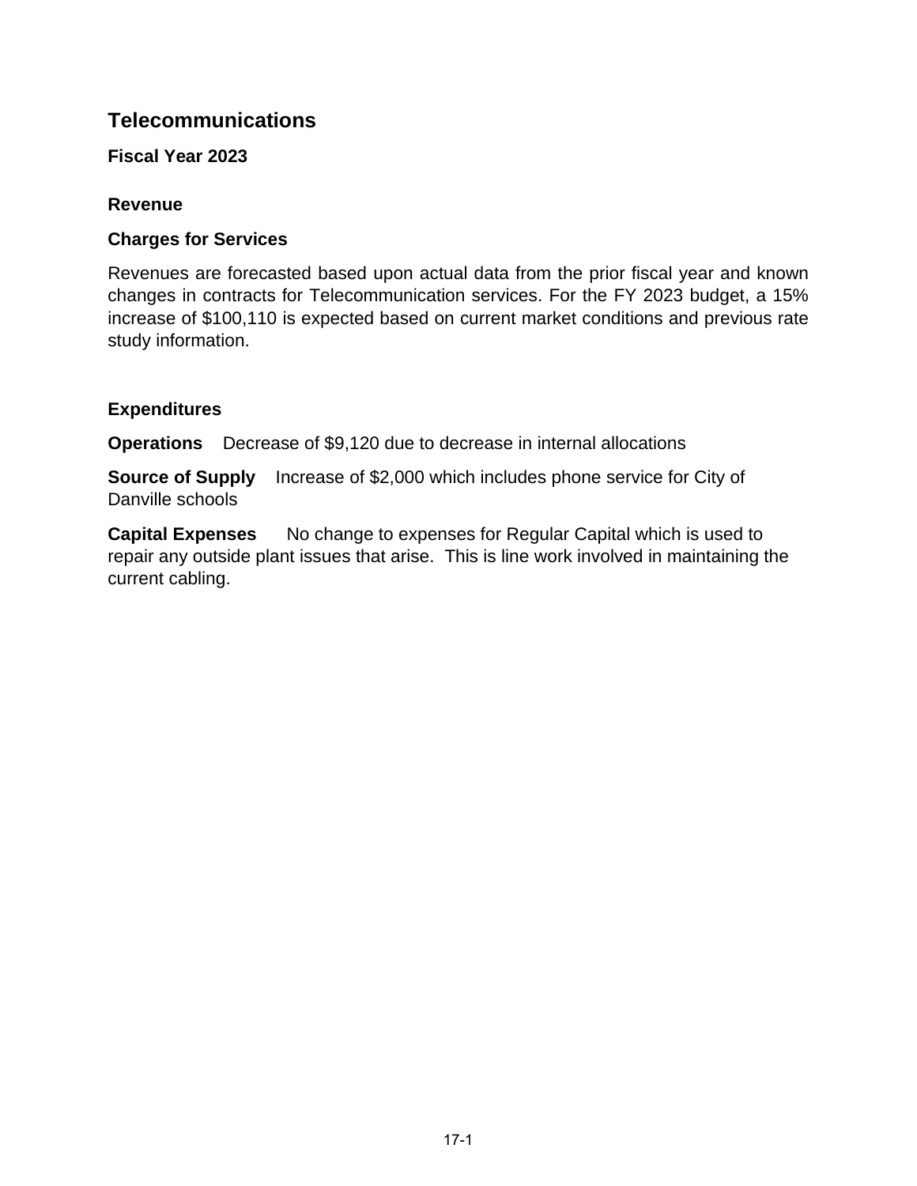# Telecommunications

## Fiscal Year 2023

### Revenue

### Charges for Services

Revenues are forecasted based upon actual data from the prior fiscal year and known changes in contracts for Telecommunication services. For the FY 2023 budget, a 15% increase of $100,110 is expected based on current market conditions and previous rate study information.

### Expenditures

**Operations** Decrease of $9,120 due to decrease in internal allocations

**Source of Supply** Increase of $2,000 which includes phone service for City of Danville schools

**Capital Expenses** No change to expenses for Regular Capital which is used to repair any outside plant issues that arise. This is line work involved in maintaining the current cabling.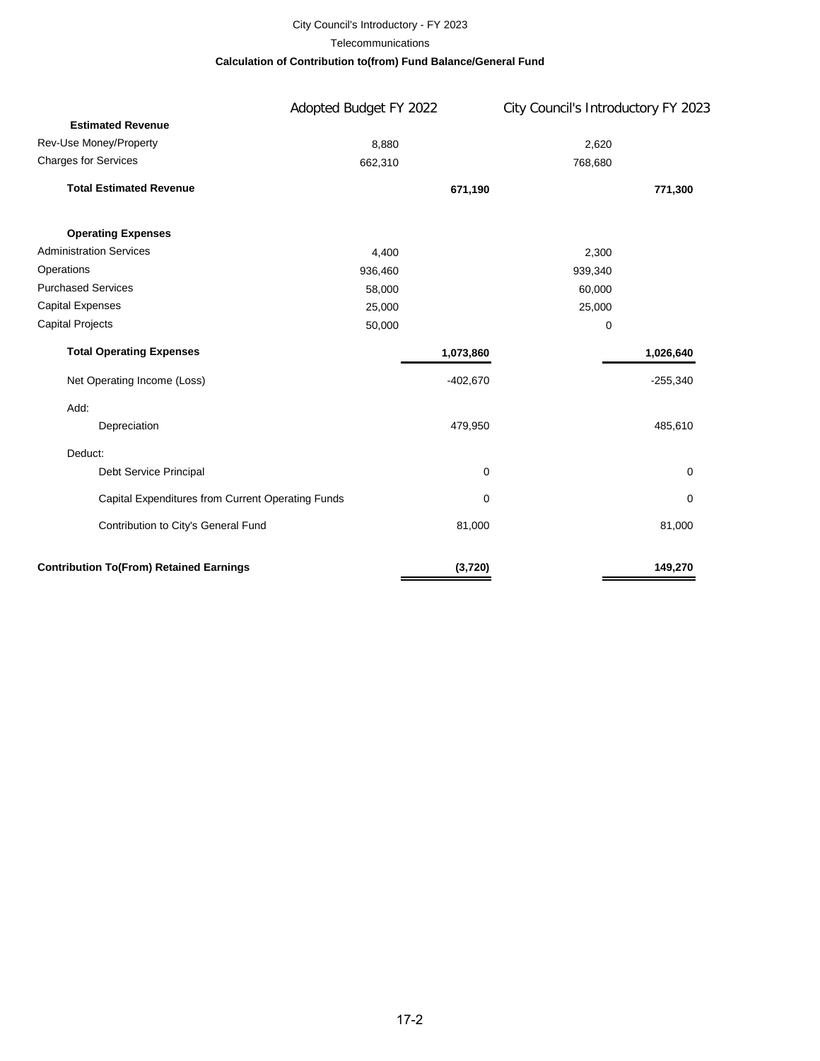City Council's Introductory - FY 2023

Telecommunications

**Calculation of Contribution to(from) Fund Balance/General Fund**

| | Adopted Budget FY 2022 | | City Council's Introductory FY 2023 | |
|---|---|---|---|---|
| **Estimated Revenue** | | | | |
| Rev-Use Money/Property | 8,880 | | 2,620 | |
| Charges for Services | 662,310 | | 768,680 | |
| **Total Estimated Revenue** | | **671,190** | | **771,300** |
| **Operating Expenses** | | | | |
| Administration Services | 4,400 | | 2,300 | |
| Operations | 936,460 | | 939,340 | |
| Purchased Services | 58,000 | | 60,000 | |
| Capital Expenses | 25,000 | | 25,000 | |
| Capital Projects | 50,000 | | 0 | |
| **Total Operating Expenses** | | **1,073,860** | | **1,026,640** |
| Net Operating Income (Loss) | | -402,670 | | -255,340 |
| Add: | | | | |
| Depreciation | | 479,950 | | 485,610 |
| Deduct: | | | | |
| Debt Service Principal | | 0 | | 0 |
| Capital Expenditures from Current Operating Funds | | 0 | | 0 |
| Contribution to City's General Fund | | 81,000 | | 81,000 |
| **Contribution To(From) Retained Earnings** | | **(3,720)** | | **149,270** |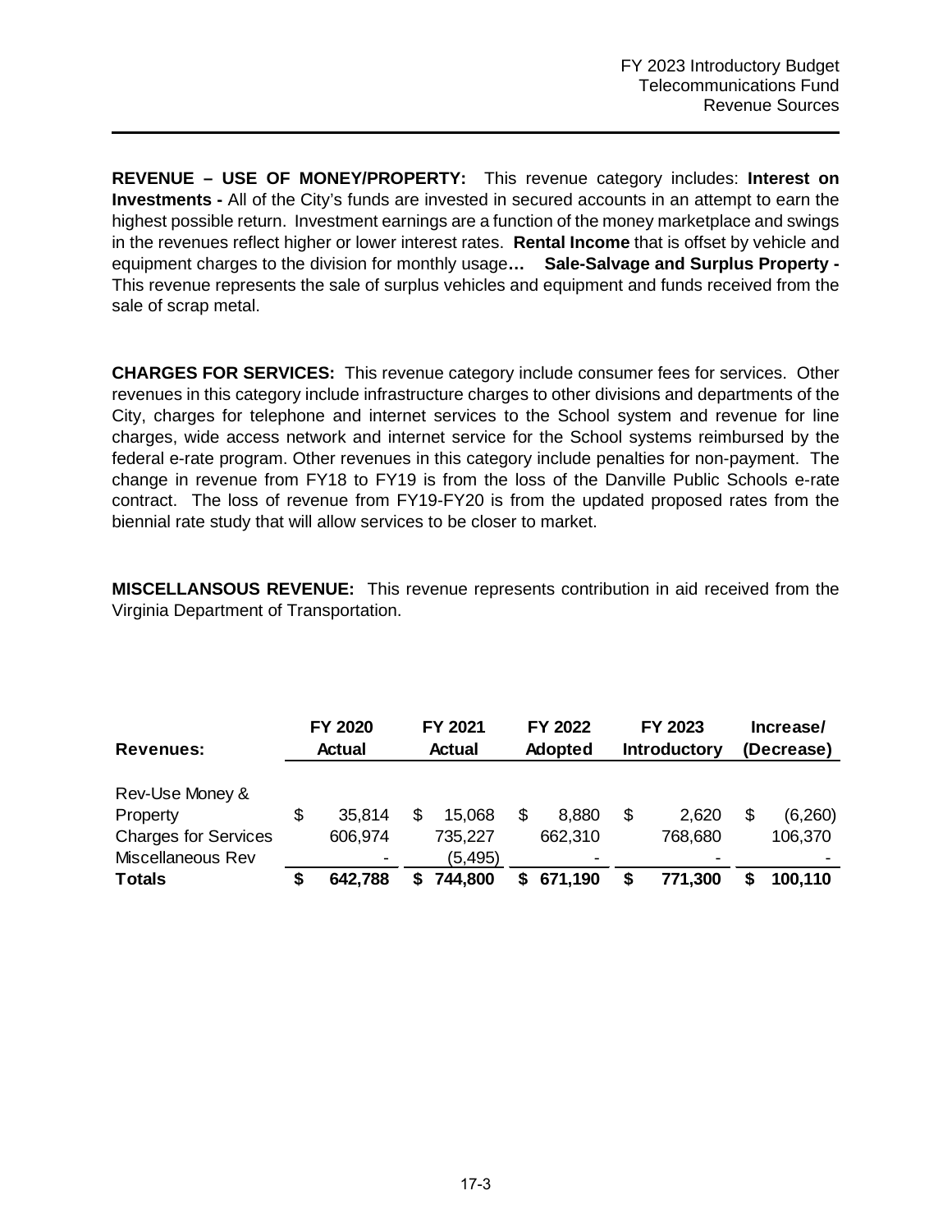**REVENUE – USE OF MONEY/PROPERTY:** This revenue category includes: **Interest on Investments -** All of the City's funds are invested in secured accounts in an attempt to earn the highest possible return. Investment earnings are a function of the money marketplace and swings in the revenues reflect higher or lower interest rates. **Rental Income** that is offset by vehicle and equipment charges to the division for monthly usage**… Sale-Salvage and Surplus Property -** This revenue represents the sale of surplus vehicles and equipment and funds received from the sale of scrap metal.

**CHARGES FOR SERVICES:** This revenue category include consumer fees for services. Other revenues in this category include infrastructure charges to other divisions and departments of the City, charges for telephone and internet services to the School system and revenue for line charges, wide access network and internet service for the School systems reimbursed by the federal e-rate program. Other revenues in this category include penalties for non-payment. The change in revenue from FY18 to FY19 is from the loss of the Danville Public Schools e-rate contract. The loss of revenue from FY19-FY20 is from the updated proposed rates from the biennial rate study that will allow services to be closer to market.

**MISCELLANSOUS REVENUE:** This revenue represents contribution in aid received from the Virginia Department of Transportation.

| Revenues: | FY 2020 Actual | FY 2021 Actual | FY 2022 Adopted | FY 2023 Introductory | Increase/ (Decrease) |
|---|---|---|---|---|---|
| Rev-Use Money & Property | $ 35,814 | $ 15,068 | $ 8,880 | $ 2,620 | $ (6,260) |
| Charges for Services | 606,974 | 735,227 | 662,310 | 768,680 | 106,370 |
| Miscellaneous Rev | - | (5,495) | - | - | - |
| **Totals** | **$ 642,788** | **$ 744,800** | **$ 671,190** | **$ 771,300** | **$ 100,110** |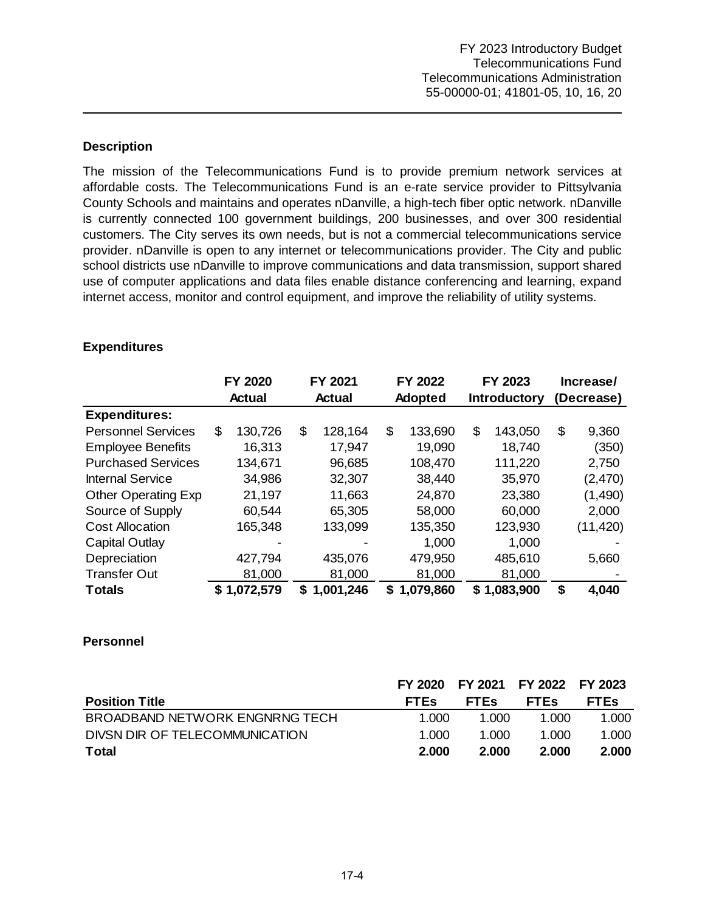FY 2023 Introductory Budget
Telecommunications Fund
Telecommunications Administration
55-00000-01; 41801-05, 10, 16, 20

## Description

The mission of the Telecommunications Fund is to provide premium network services at affordable costs. The Telecommunications Fund is an e-rate service provider to Pittsylvania County Schools and maintains and operates nDanville, a high-tech fiber optic network. nDanville is currently connected 100 government buildings, 200 businesses, and over 300 residential customers. The City serves its own needs, but is not a commercial telecommunications service provider. nDanville is open to any internet or telecommunications provider. The City and public school districts use nDanville to improve communications and data transmission, support shared use of computer applications and data files enable distance conferencing and learning, expand internet access, monitor and control equipment, and improve the reliability of utility systems.

## Expenditures

| | FY 2020 Actual | FY 2021 Actual | FY 2022 Adopted | FY 2023 Introductory | Increase/ (Decrease) |
|---|---|---|---|---|---|
| **Expenditures:** | | | | | |
| Personnel Services | $ 130,726 | $ 128,164 | $ 133,690 | $ 143,050 | $ 9,360 |
| Employee Benefits | 16,313 | 17,947 | 19,090 | 18,740 | (350) |
| Purchased Services | 134,671 | 96,685 | 108,470 | 111,220 | 2,750 |
| Internal Service | 34,986 | 32,307 | 38,440 | 35,970 | (2,470) |
| Other Operating Exp | 21,197 | 11,663 | 24,870 | 23,380 | (1,490) |
| Source of Supply | 60,544 | 65,305 | 58,000 | 60,000 | 2,000 |
| Cost Allocation | 165,348 | 133,099 | 135,350 | 123,930 | (11,420) |
| Capital Outlay | - | - | 1,000 | 1,000 | - |
| Depreciation | 427,794 | 435,076 | 479,950 | 485,610 | 5,660 |
| Transfer Out | 81,000 | 81,000 | 81,000 | 81,000 | - |
| **Totals** | **$ 1,072,579** | **$ 1,001,246** | **$ 1,079,860** | **$ 1,083,900** | **$ 4,040** |

## Personnel

| Position Title | FY 2020 FTEs | FY 2021 FTEs | FY 2022 FTEs | FY 2023 FTEs |
|---|---|---|---|---|
| BROADBAND NETWORK ENGNRNG TECH | 1.000 | 1.000 | 1.000 | 1.000 |
| DIVSN DIR OF TELECOMMUNICATION | 1.000 | 1.000 | 1.000 | 1.000 |
| **Total** | **2.000** | **2.000** | **2.000** | **2.000** |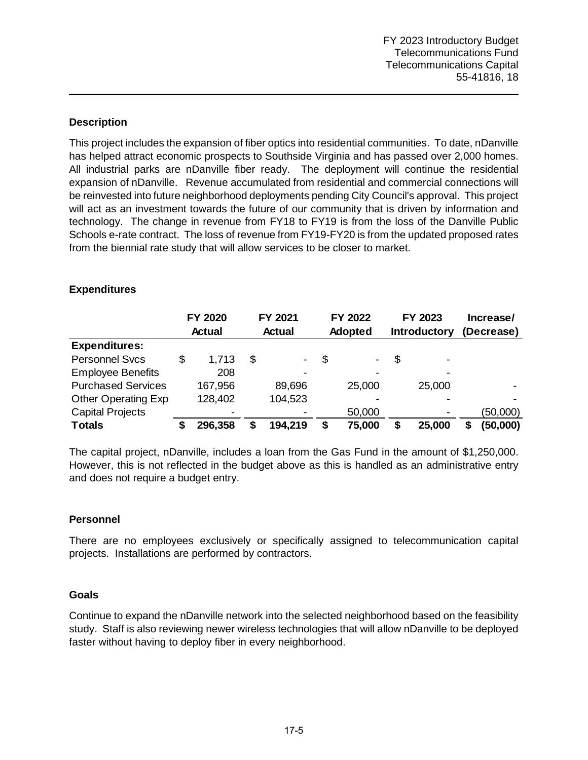FY 2023 Introductory Budget
Telecommunications Fund
Telecommunications Capital
55-41816, 18

## Description

This project includes the expansion of fiber optics into residential communities. To date, nDanville has helped attract economic prospects to Southside Virginia and has passed over 2,000 homes. All industrial parks are nDanville fiber ready. The deployment will continue the residential expansion of nDanville. Revenue accumulated from residential and commercial connections will be reinvested into future neighborhood deployments pending City Council's approval. This project will act as an investment towards the future of our community that is driven by information and technology. The change in revenue from FY18 to FY19 is from the loss of the Danville Public Schools e-rate contract. The loss of revenue from FY19-FY20 is from the updated proposed rates from the biennial rate study that will allow services to be closer to market.

## Expenditures

| | FY 2020 Actual | FY 2021 Actual | FY 2022 Adopted | FY 2023 Introductory | Increase/ (Decrease) |
|---|---|---|---|---|---|
| **Expenditures:** | | | | | |
| Personnel Svcs | $ 1,713 | $ - | $ - | $ - | |
| Employee Benefits | 208 | - | - | - | |
| Purchased Services | 167,956 | 89,696 | 25,000 | 25,000 | - |
| Other Operating Exp | 128,402 | 104,523 | - | - | - |
| Capital Projects | - | - | 50,000 | - | (50,000) |
| **Totals** | **$ 296,358** | **$ 194,219** | **$ 75,000** | **$ 25,000** | **$ (50,000)** |

The capital project, nDanville, includes a loan from the Gas Fund in the amount of $1,250,000. However, this is not reflected in the budget above as this is handled as an administrative entry and does not require a budget entry.

## Personnel

There are no employees exclusively or specifically assigned to telecommunication capital projects. Installations are performed by contractors.

## Goals

Continue to expand the nDanville network into the selected neighborhood based on the feasibility study. Staff is also reviewing newer wireless technologies that will allow nDanville to be deployed faster without having to deploy fiber in every neighborhood.